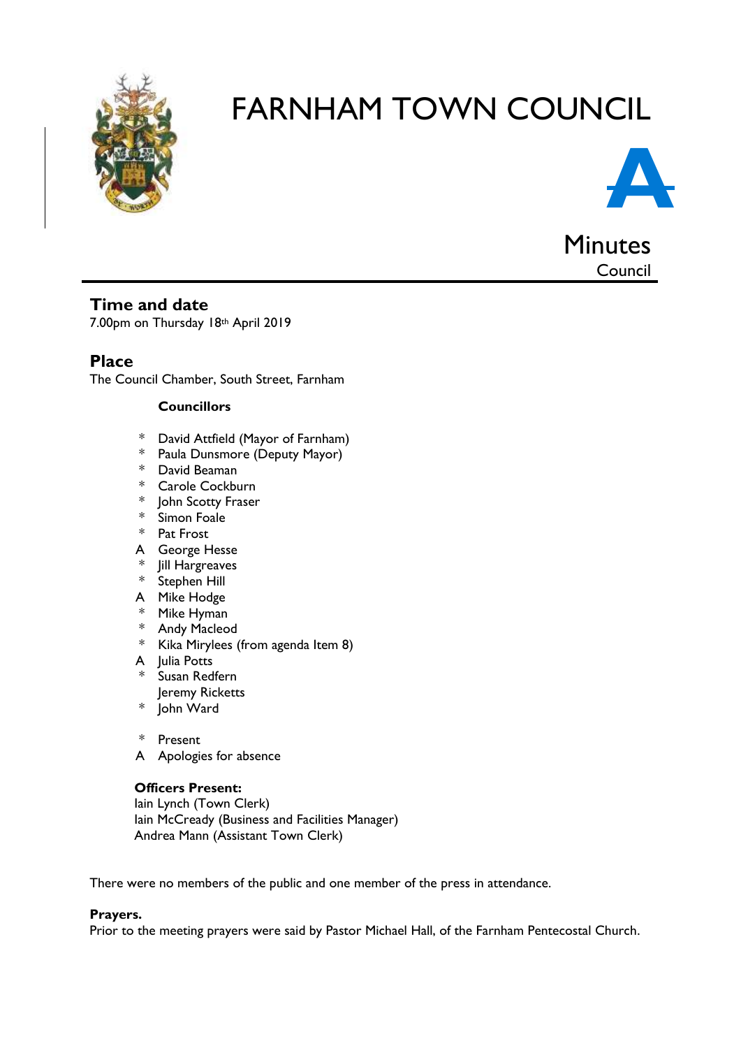# FARNHAM TOWN COUNCIL

**A**

Minutes
Council

## Time and date

7.00pm on Thursday 18th April 2019

## Place

The Council Chamber, South Street, Farnham

**Councillors**

- \* David Attfield (Mayor of Farnham)
- \* Paula Dunsmore (Deputy Mayor)
- \* David Beaman
- \* Carole Cockburn
- \* John Scotty Fraser
- \* Simon Foale
- \* Pat Frost
- A George Hesse
- \* Jill Hargreaves
- \* Stephen Hill
- A Mike Hodge
- \* Mike Hyman
- \* Andy Macleod
- \* Kika Mirylees (from agenda Item 8)
- A Julia Potts
- \* Susan Redfern
- Jeremy Ricketts
- \* John Ward

\* Present
A Apologies for absence

**Officers Present:**
Iain Lynch (Town Clerk)
Iain McCready (Business and Facilities Manager)
Andrea Mann (Assistant Town Clerk)

There were no members of the public and one member of the press in attendance.

**Prayers.**
Prior to the meeting prayers were said by Pastor Michael Hall, of the Farnham Pentecostal Church.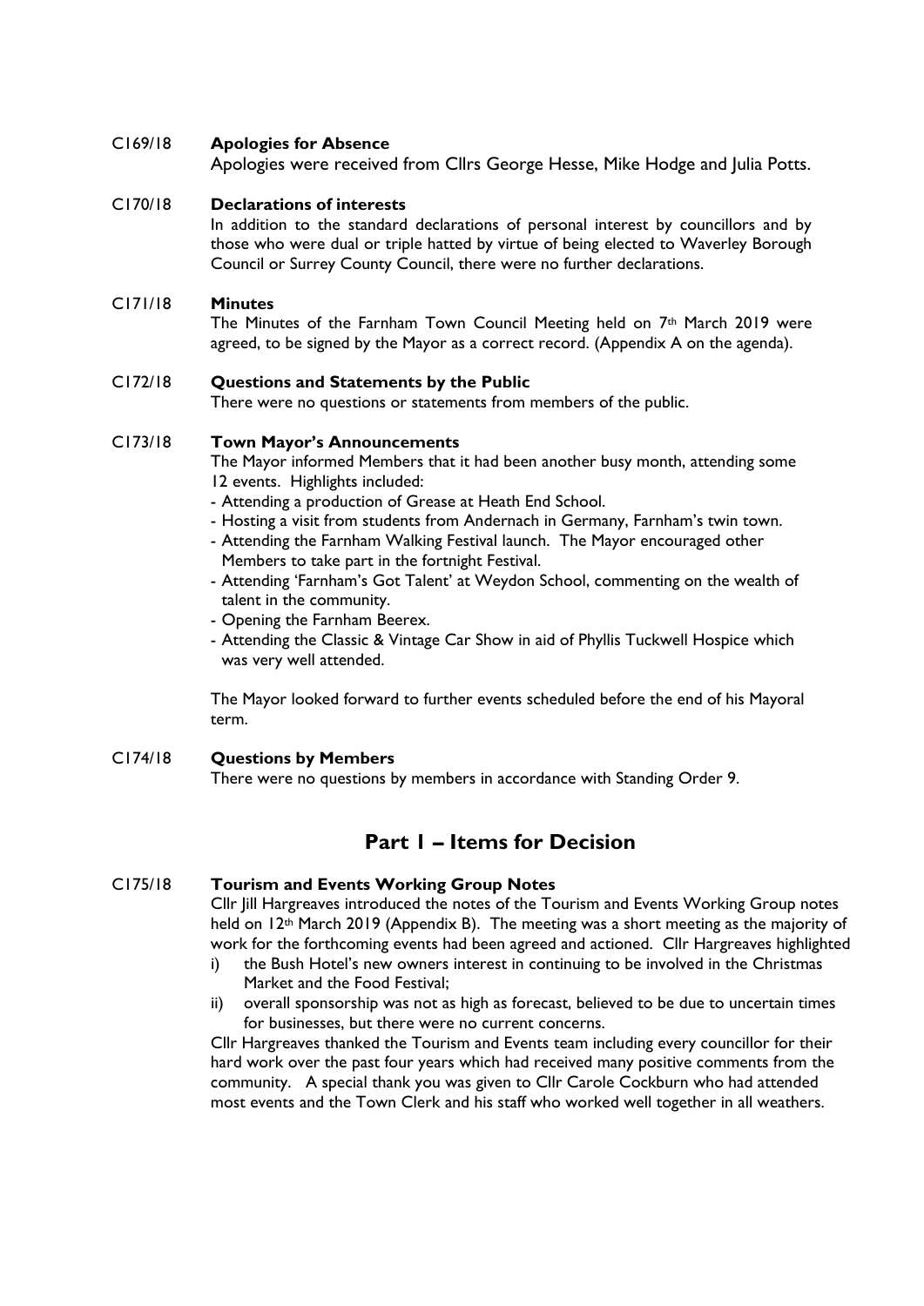C169/18 **Apologies for Absence**

Apologies were received from Cllrs George Hesse, Mike Hodge and Julia Potts.

C170/18 **Declarations of interests**

In addition to the standard declarations of personal interest by councillors and by those who were dual or triple hatted by virtue of being elected to Waverley Borough Council or Surrey County Council, there were no further declarations.

C171/18 **Minutes**

The Minutes of the Farnham Town Council Meeting held on 7th March 2019 were agreed, to be signed by the Mayor as a correct record. (Appendix A on the agenda).

C172/18 **Questions and Statements by the Public**

There were no questions or statements from members of the public.

C173/18 **Town Mayor's Announcements**

The Mayor informed Members that it had been another busy month, attending some 12 events. Highlights included:

- Attending a production of Grease at Heath End School.
- Hosting a visit from students from Andernach in Germany, Farnham's twin town.
- Attending the Farnham Walking Festival launch. The Mayor encouraged other Members to take part in the fortnight Festival.
- Attending 'Farnham's Got Talent' at Weydon School, commenting on the wealth of talent in the community.
- Opening the Farnham Beerex.
- Attending the Classic & Vintage Car Show in aid of Phyllis Tuckwell Hospice which was very well attended.

The Mayor looked forward to further events scheduled before the end of his Mayoral term.

C174/18 **Questions by Members**

There were no questions by members in accordance with Standing Order 9.

## Part 1 – Items for Decision

C175/18 **Tourism and Events Working Group Notes**

Cllr Jill Hargreaves introduced the notes of the Tourism and Events Working Group notes held on 12th March 2019 (Appendix B). The meeting was a short meeting as the majority of work for the forthcoming events had been agreed and actioned. Cllr Hargreaves highlighted

i) the Bush Hotel's new owners interest in continuing to be involved in the Christmas Market and the Food Festival;
ii) overall sponsorship was not as high as forecast, believed to be due to uncertain times for businesses, but there were no current concerns.

Cllr Hargreaves thanked the Tourism and Events team including every councillor for their hard work over the past four years which had received many positive comments from the community. A special thank you was given to Cllr Carole Cockburn who had attended most events and the Town Clerk and his staff who worked well together in all weathers.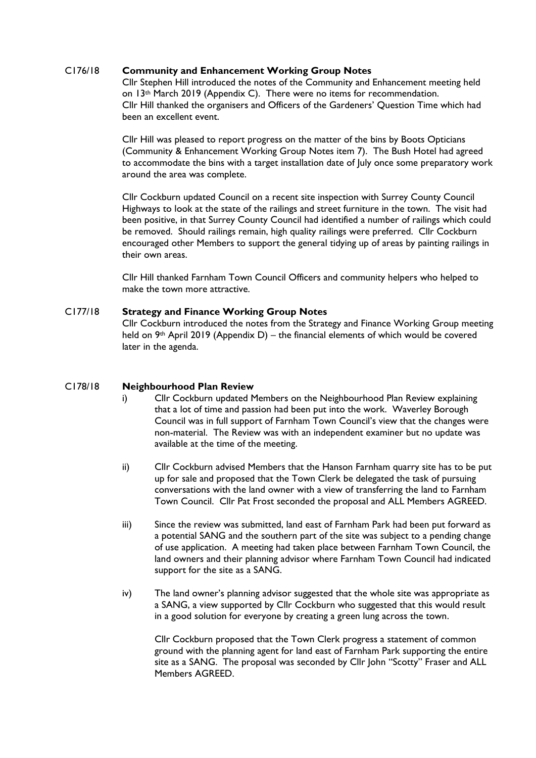### C176/18 **Community and Enhancement Working Group Notes**

Cllr Stephen Hill introduced the notes of the Community and Enhancement meeting held on 13th March 2019 (Appendix C). There were no items for recommendation. Cllr Hill thanked the organisers and Officers of the Gardeners' Question Time which had been an excellent event.

Cllr Hill was pleased to report progress on the matter of the bins by Boots Opticians (Community & Enhancement Working Group Notes item 7). The Bush Hotel had agreed to accommodate the bins with a target installation date of July once some preparatory work around the area was complete.

Cllr Cockburn updated Council on a recent site inspection with Surrey County Council Highways to look at the state of the railings and street furniture in the town. The visit had been positive, in that Surrey County Council had identified a number of railings which could be removed. Should railings remain, high quality railings were preferred. Cllr Cockburn encouraged other Members to support the general tidying up of areas by painting railings in their own areas.

Cllr Hill thanked Farnham Town Council Officers and community helpers who helped to make the town more attractive.

### C177/18 **Strategy and Finance Working Group Notes**

Cllr Cockburn introduced the notes from the Strategy and Finance Working Group meeting held on 9th April 2019 (Appendix D) – the financial elements of which would be covered later in the agenda.

### C178/18 **Neighbourhood Plan Review**

i) Cllr Cockburn updated Members on the Neighbourhood Plan Review explaining that a lot of time and passion had been put into the work. Waverley Borough Council was in full support of Farnham Town Council's view that the changes were non-material. The Review was with an independent examiner but no update was available at the time of the meeting.

ii) Cllr Cockburn advised Members that the Hanson Farnham quarry site has to be put up for sale and proposed that the Town Clerk be delegated the task of pursuing conversations with the land owner with a view of transferring the land to Farnham Town Council. Cllr Pat Frost seconded the proposal and ALL Members AGREED.

iii) Since the review was submitted, land east of Farnham Park had been put forward as a potential SANG and the southern part of the site was subject to a pending change of use application. A meeting had taken place between Farnham Town Council, the land owners and their planning advisor where Farnham Town Council had indicated support for the site as a SANG.

iv) The land owner's planning advisor suggested that the whole site was appropriate as a SANG, a view supported by Cllr Cockburn who suggested that this would result in a good solution for everyone by creating a green lung across the town.

Cllr Cockburn proposed that the Town Clerk progress a statement of common ground with the planning agent for land east of Farnham Park supporting the entire site as a SANG. The proposal was seconded by Cllr John "Scotty" Fraser and ALL Members AGREED.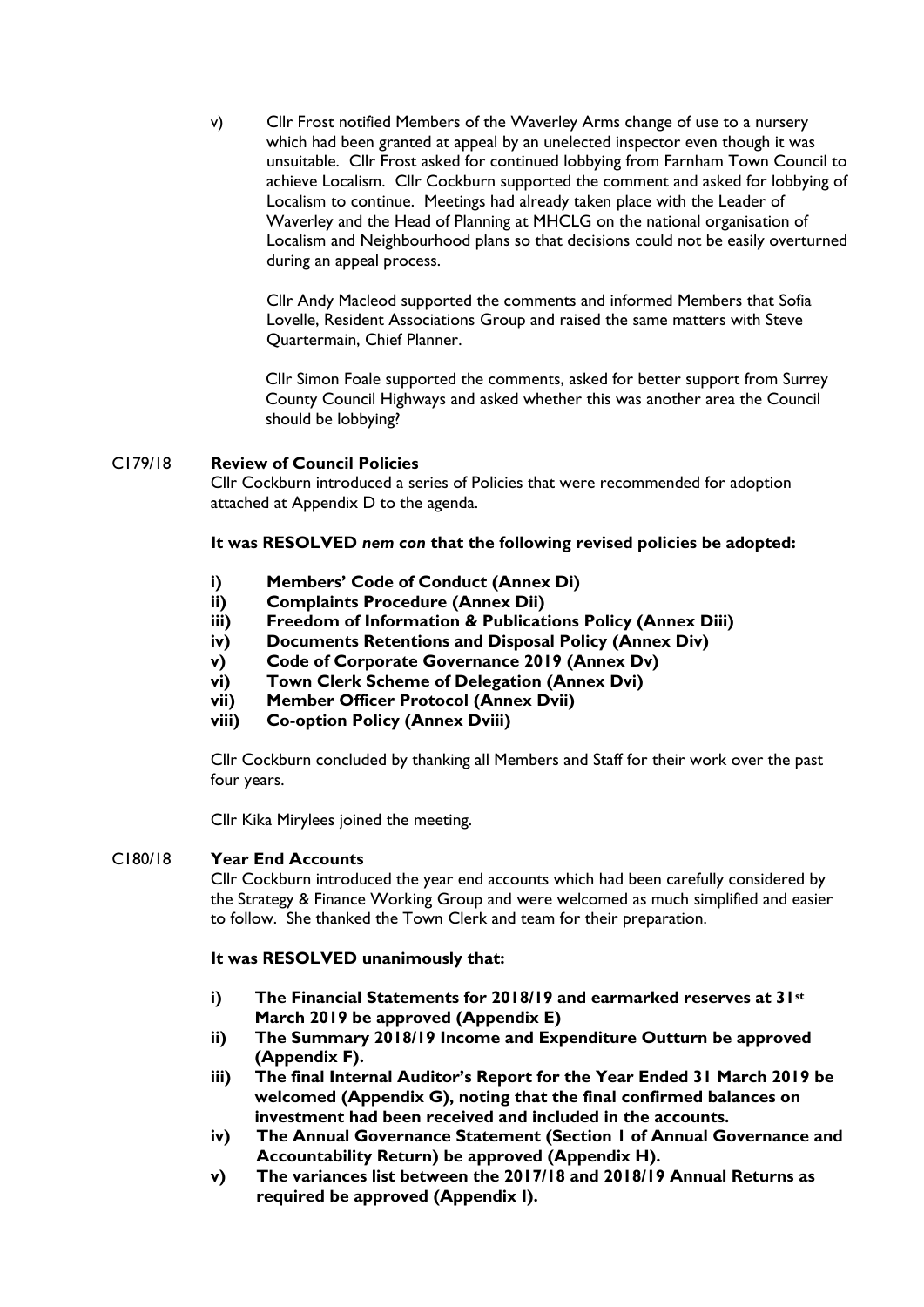v) Cllr Frost notified Members of the Waverley Arms change of use to a nursery which had been granted at appeal by an unelected inspector even though it was unsuitable. Cllr Frost asked for continued lobbying from Farnham Town Council to achieve Localism. Cllr Cockburn supported the comment and asked for lobbying of Localism to continue. Meetings had already taken place with the Leader of Waverley and the Head of Planning at MHCLG on the national organisation of Localism and Neighbourhood plans so that decisions could not be easily overturned during an appeal process.

Cllr Andy Macleod supported the comments and informed Members that Sofia Lovelle, Resident Associations Group and raised the same matters with Steve Quartermain, Chief Planner.

Cllr Simon Foale supported the comments, asked for better support from Surrey County Council Highways and asked whether this was another area the Council should be lobbying?

**C179/18 Review of Council Policies**

Cllr Cockburn introduced a series of Policies that were recommended for adoption attached at Appendix D to the agenda.

**It was RESOLVED *nem con* that the following revised policies be adopted:**

**i) Members' Code of Conduct (Annex Di)**
**ii) Complaints Procedure (Annex Dii)**
**iii) Freedom of Information & Publications Policy (Annex Diii)**
**iv) Documents Retentions and Disposal Policy (Annex Div)**
**v) Code of Corporate Governance 2019 (Annex Dv)**
**vi) Town Clerk Scheme of Delegation (Annex Dvi)**
**vii) Member Officer Protocol (Annex Dvii)**
**viii) Co-option Policy (Annex Dviii)**

Cllr Cockburn concluded by thanking all Members and Staff for their work over the past four years.

Cllr Kika Mirylees joined the meeting.

**C180/18 Year End Accounts**

Cllr Cockburn introduced the year end accounts which had been carefully considered by the Strategy & Finance Working Group and were welcomed as much simplified and easier to follow. She thanked the Town Clerk and team for their preparation.

**It was RESOLVED unanimously that:**

**i) The Financial Statements for 2018/19 and earmarked reserves at 31st March 2019 be approved (Appendix E)**
**ii) The Summary 2018/19 Income and Expenditure Outturn be approved (Appendix F).**
**iii) The final Internal Auditor's Report for the Year Ended 31 March 2019 be welcomed (Appendix G), noting that the final confirmed balances on investment had been received and included in the accounts.**
**iv) The Annual Governance Statement (Section 1 of Annual Governance and Accountability Return) be approved (Appendix H).**
**v) The variances list between the 2017/18 and 2018/19 Annual Returns as required be approved (Appendix I).**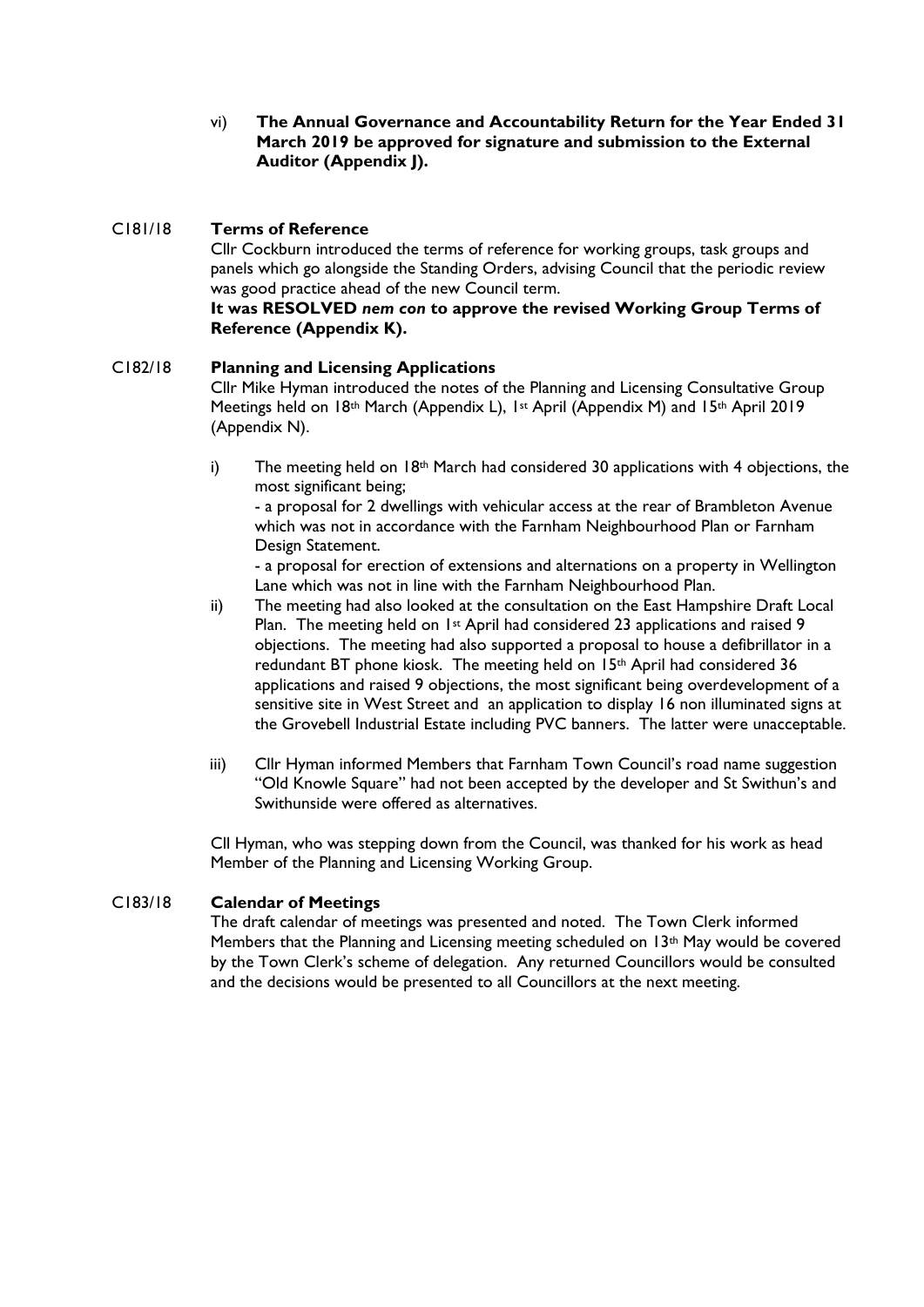vi) **The Annual Governance and Accountability Return for the Year Ended 31 March 2019 be approved for signature and submission to the External Auditor (Appendix J).**

**C181/18 Terms of Reference**

Cllr Cockburn introduced the terms of reference for working groups, task groups and panels which go alongside the Standing Orders, advising Council that the periodic review was good practice ahead of the new Council term.

**It was RESOLVED *nem con* to approve the revised Working Group Terms of Reference (Appendix K).**

**C182/18 Planning and Licensing Applications**

Cllr Mike Hyman introduced the notes of the Planning and Licensing Consultative Group Meetings held on 18th March (Appendix L), 1st April (Appendix M) and 15th April 2019 (Appendix N).

i) The meeting held on 18th March had considered 30 applications with 4 objections, the most significant being;

   - a proposal for 2 dwellings with vehicular access at the rear of Brambleton Avenue which was not in accordance with the Farnham Neighbourhood Plan or Farnham Design Statement.

   - a proposal for erection of extensions and alternations on a property in Wellington Lane which was not in line with the Farnham Neighbourhood Plan.

ii) The meeting had also looked at the consultation on the East Hampshire Draft Local Plan. The meeting held on 1st April had considered 23 applications and raised 9 objections. The meeting had also supported a proposal to house a defibrillator in a redundant BT phone kiosk. The meeting held on 15th April had considered 36 applications and raised 9 objections, the most significant being overdevelopment of a sensitive site in West Street and an application to display 16 non illuminated signs at the Grovebell Industrial Estate including PVC banners. The latter were unacceptable.

iii) Cllr Hyman informed Members that Farnham Town Council's road name suggestion "Old Knowle Square" had not been accepted by the developer and St Swithun's and Swithunside were offered as alternatives.

Cll Hyman, who was stepping down from the Council, was thanked for his work as head Member of the Planning and Licensing Working Group.

**C183/18 Calendar of Meetings**

The draft calendar of meetings was presented and noted. The Town Clerk informed Members that the Planning and Licensing meeting scheduled on 13th May would be covered by the Town Clerk's scheme of delegation. Any returned Councillors would be consulted and the decisions would be presented to all Councillors at the next meeting.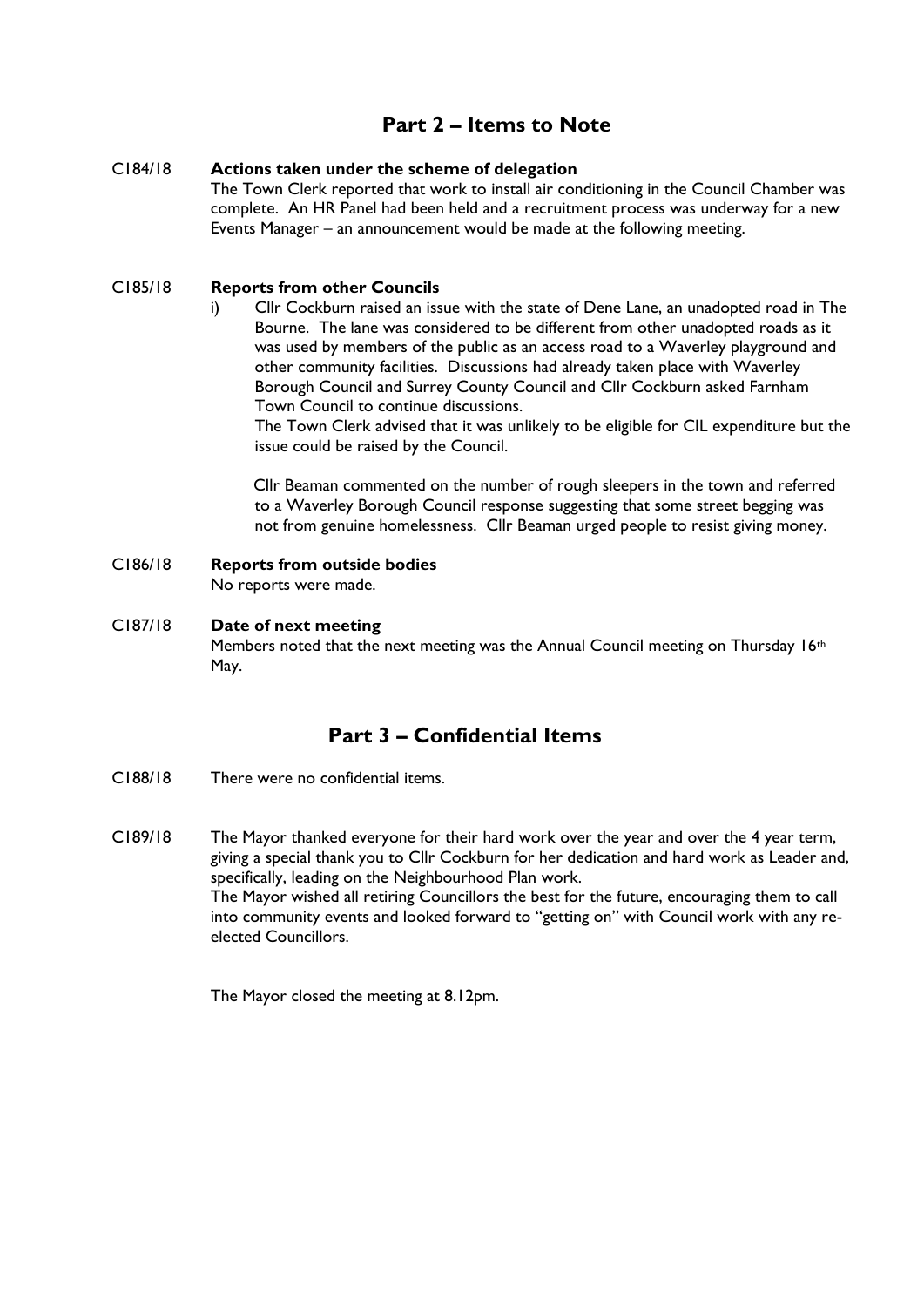## Part 2 – Items to Note

C184/18 **Actions taken under the scheme of delegation**

The Town Clerk reported that work to install air conditioning in the Council Chamber was complete. An HR Panel had been held and a recruitment process was underway for a new Events Manager – an announcement would be made at the following meeting.

C185/18 **Reports from other Councils**

i) Cllr Cockburn raised an issue with the state of Dene Lane, an unadopted road in The Bourne. The lane was considered to be different from other unadopted roads as it was used by members of the public as an access road to a Waverley playground and other community facilities. Discussions had already taken place with Waverley Borough Council and Surrey County Council and Cllr Cockburn asked Farnham Town Council to continue discussions.

The Town Clerk advised that it was unlikely to be eligible for CIL expenditure but the issue could be raised by the Council.

Cllr Beaman commented on the number of rough sleepers in the town and referred to a Waverley Borough Council response suggesting that some street begging was not from genuine homelessness. Cllr Beaman urged people to resist giving money.

C186/18 **Reports from outside bodies**

No reports were made.

C187/18 **Date of next meeting**

Members noted that the next meeting was the Annual Council meeting on Thursday 16th May.

## Part 3 – Confidential Items

C188/18 There were no confidential items.

C189/18 The Mayor thanked everyone for their hard work over the year and over the 4 year term, giving a special thank you to Cllr Cockburn for her dedication and hard work as Leader and, specifically, leading on the Neighbourhood Plan work.

The Mayor wished all retiring Councillors the best for the future, encouraging them to call into community events and looked forward to "getting on" with Council work with any re-elected Councillors.

The Mayor closed the meeting at 8.12pm.